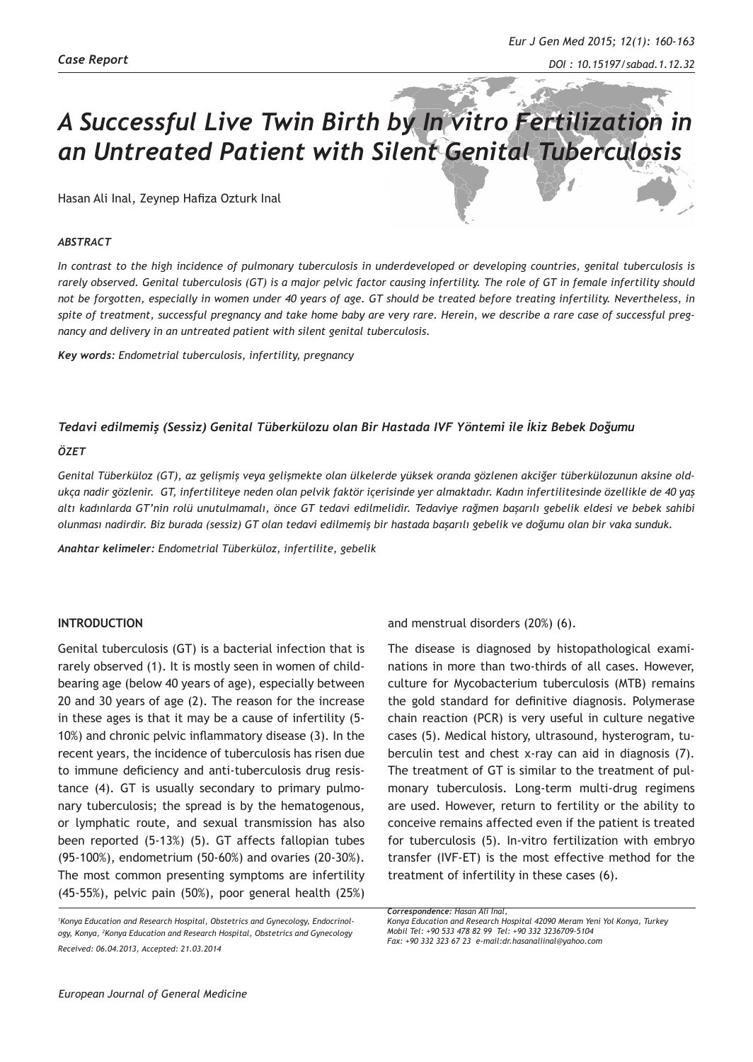*Case Report*

# A Successful Live Twin Birth by In vitro Fertilization in an Untreated Patient with Silent Genital Tuberculosis

Hasan Ali Inal, Zeynep Hafiza Ozturk Inal

### *ABSTRACT*

*In contrast to the high incidence of pulmonary tuberculosis in underdeveloped or developing countries, genital tuberculosis is rarely observed. Genital tuberculosis (GT) is a major pelvic factor causing infertility. The role of GT in female infertility should not be forgotten, especially in women under 40 years of age. GT should be treated before treating infertility. Nevertheless, in spite of treatment, successful pregnancy and take home baby are very rare. Herein, we describe a rare case of successful pregnancy and delivery in an untreated patient with silent genital tuberculosis.*

***Key words:*** *Endometrial tuberculosis, infertility, pregnancy*

### *Tedavi edilmemiş (Sessiz) Genital Tüberkülozu olan Bir Hastada IVF Yöntemi ile İkiz Bebek Doğumu*

### *ÖZET*

*Genital Tüberküloz (GT), az gelişmiş veya gelişmekte olan ülkelerde yüksek oranda gözlenen akciğer tüberkülozunun aksine oldukça nadir gözlenir. GT, infertiliteye neden olan pelvik faktör içerisinde yer almaktadır. Kadın infertilitesinde özellikle de 40 yaş altı kadınlarda GT'nin rolü unutulmamalı, önce GT tedavi edilmelidir. Tedaviye rağmen başarılı gebelik eldesi ve bebek sahibi olunması nadirdir. Biz burada (sessiz) GT olan tedavi edilmemiş bir hastada başarılı gebelik ve doğumu olan bir vaka sunduk.*

***Anahtar kelimeler:*** *Endometrial Tüberküloz, infertilite, gebelik*

## INTRODUCTION

Genital tuberculosis (GT) is a bacterial infection that is rarely observed (1). It is mostly seen in women of childbearing age (below 40 years of age), especially between 20 and 30 years of age (2). The reason for the increase in these ages is that it may be a cause of infertility (5-10%) and chronic pelvic inflammatory disease (3). In the recent years, the incidence of tuberculosis has risen due to immune deficiency and anti-tuberculosis drug resistance (4). GT is usually secondary to primary pulmonary tuberculosis; the spread is by the hematogenous, or lymphatic route, and sexual transmission has also been reported (5-13%) (5). GT affects fallopian tubes (95-100%), endometrium (50-60%) and ovaries (20-30%). The most common presenting symptoms are infertility (45-55%), pelvic pain (50%), poor general health (25%) and menstrual disorders (20%) (6).

The disease is diagnosed by histopathological examinations in more than two-thirds of all cases. However, culture for Mycobacterium tuberculosis (MTB) remains the gold standard for definitive diagnosis. Polymerase chain reaction (PCR) is very useful in culture negative cases (5). Medical history, ultrasound, hysterogram, tuberculin test and chest x-ray can aid in diagnosis (7). The treatment of GT is similar to the treatment of pulmonary tuberculosis. Long-term multi-drug regimens are used. However, return to fertility or the ability to conceive remains affected even if the patient is treated for tuberculosis (5). In-vitro fertilization with embryo transfer (IVF-ET) is the most effective method for the treatment of infertility in these cases (6).

*[1]Konya Education and Research Hospital, Obstetrics and Gynecology, Endocrinology, Konya, [2]Konya Education and Research Hospital, Obstetrics and Gynecology*

*Received: 06.04.2013, Accepted: 21.03.2014*

***Correspondence:*** *Hasan Ali Inal,*
*Konya Education and Research Hospital 42090 Meram Yeni Yol Konya, Turkey*
*Mobil Tel: +90 533 478 82 99 Tel: +90 332 3236709-5104*
*Fax: +90 332 323 67 23 e-mail:dr.hasanaliinal@yahoo.com*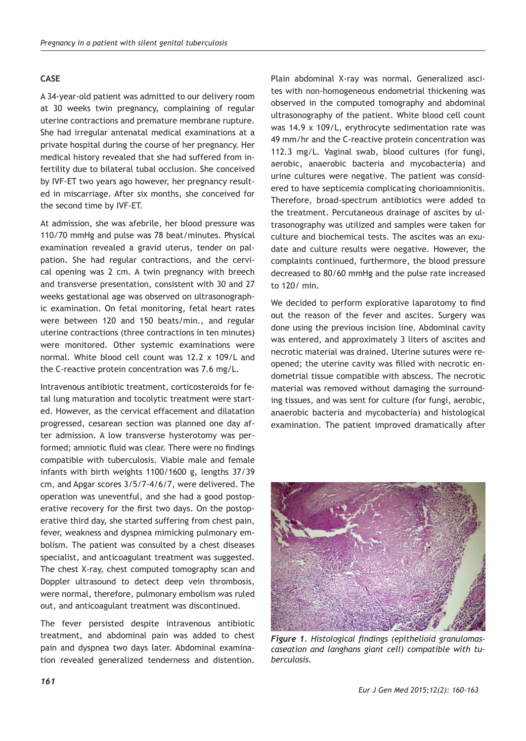## CASE

A 34-year-old patient was admitted to our delivery room at 30 weeks twin pregnancy, complaining of regular uterine contractions and premature membrane rupture. She had irregular antenatal medical examinations at a private hospital during the course of her pregnancy. Her medical history revealed that she had suffered from infertility due to bilateral tubal occlusion. She conceived by IVF-ET two years ago however, her pregnancy resulted in miscarriage. After six months, she conceived for the second time by IVF-ET.

At admission, she was afebrile, her blood pressure was 110/70 mmHg and pulse was 78 beat/minutes. Physical examination revealed a gravid uterus, tender on palpation. She had regular contractions, and the cervical opening was 2 cm. A twin pregnancy with breech and transverse presentation, consistent with 30 and 27 weeks gestational age was observed on ultrasonographic examination. On fetal monitoring, fetal heart rates were between 120 and 150 beats/min., and regular uterine contractions (three contractions in ten minutes) were monitored. Other systemic examinations were normal. White blood cell count was 12.2 x 109/L and the C-reactive protein concentration was 7.6 mg/L.

Intravenous antibiotic treatment, corticosteroids for fetal lung maturation and tocolytic treatment were started. However, as the cervical effacement and dilatation progressed, cesarean section was planned one day after admission. A low transverse hysterotomy was performed; amniotic fluid was clear. There were no findings compatible with tuberculosis. Viable male and female infants with birth weights 1100/1600 g, lengths 37/39 cm, and Apgar scores 3/5/7-4/6/7, were delivered. The operation was uneventful, and she had a good postoperative recovery for the first two days. On the postoperative third day, she started suffering from chest pain, fever, weakness and dyspnea mimicking pulmonary embolism. The patient was consulted by a chest diseases specialist, and anticoagulant treatment was suggested. The chest X-ray, chest computed tomography scan and Doppler ultrasound to detect deep vein thrombosis, were normal, therefore, pulmonary embolism was ruled out, and anticoagulant treatment was discontinued.

The fever persisted despite intravenous antibiotic treatment, and abdominal pain was added to chest pain and dyspnea two days later. Abdominal examination revealed generalized tenderness and distention. Plain abdominal X-ray was normal. Generalized ascites with non-homogeneous endometrial thickening was observed in the computed tomography and abdominal ultrasonography of the patient. White blood cell count was 14.9 x 109/L, erythrocyte sedimentation rate was 49 mm/hr and the C-reactive protein concentration was 112.3 mg/L. Vaginal swab, blood cultures (for fungi, aerobic, anaerobic bacteria and mycobacteria) and urine cultures were negative. The patient was considered to have septicemia complicating chorioamnionitis. Therefore, broad-spectrum antibiotics were added to the treatment. Percutaneous drainage of ascites by ultrasonography was utilized and samples were taken for culture and biochemical tests. The ascites was an exudate and culture results were negative. However, the complaints continued, furthermore, the blood pressure decreased to 80/60 mmHg and the pulse rate increased to 120/ min.

We decided to perform explorative laparotomy to find out the reason of the fever and ascites. Surgery was done using the previous incision line. Abdominal cavity was entered, and approximately 3 liters of ascites and necrotic material was drained. Uterine sutures were reopened; the uterine cavity was filled with necrotic endometrial tissue compatible with abscess. The necrotic material was removed without damaging the surrounding tissues, and was sent for culture (for fungi, aerobic, anaerobic bacteria and mycobacteria) and histological examination. The patient improved dramatically after

***Figure 1**. Histological findings (epithelioid granulomas-caseation and langhans giant cell) compatible with tuberculosis.*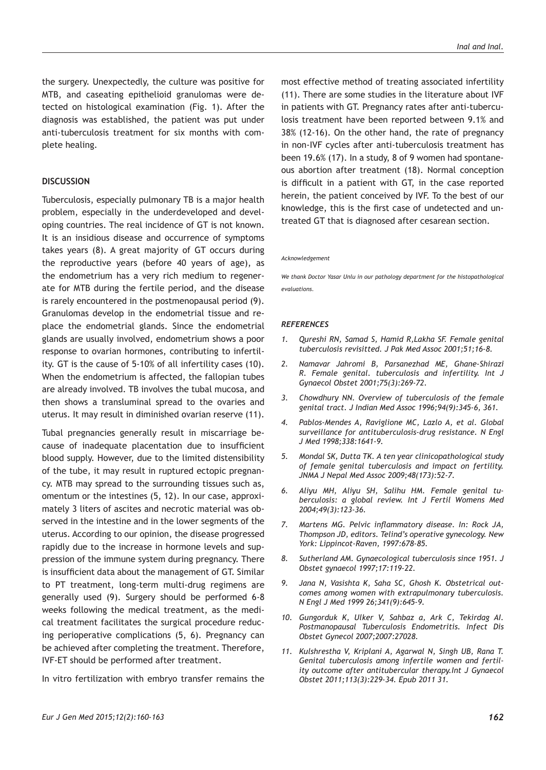the surgery. Unexpectedly, the culture was positive for MTB, and caseating epithelioid granulomas were detected on histological examination (Fig. 1). After the diagnosis was established, the patient was put under anti-tuberculosis treatment for six months with complete healing.

## DISCUSSION

Tuberculosis, especially pulmonary TB is a major health problem, especially in the underdeveloped and developing countries. The real incidence of GT is not known. It is an insidious disease and occurrence of symptoms takes years (8). A great majority of GT occurs during the reproductive years (before 40 years of age), as the endometrium has a very rich medium to regenerate for MTB during the fertile period, and the disease is rarely encountered in the postmenopausal period (9). Granulomas develop in the endometrial tissue and replace the endometrial glands. Since the endometrial glands are usually involved, endometrium shows a poor response to ovarian hormones, contributing to infertility. GT is the cause of 5-10% of all infertility cases (10). When the endometrium is affected, the fallopian tubes are already involved. TB involves the tubal mucosa, and then shows a transluminal spread to the ovaries and uterus. It may result in diminished ovarian reserve (11).

Tubal pregnancies generally result in miscarriage because of inadequate placentation due to insufficient blood supply. However, due to the limited distensibility of the tube, it may result in ruptured ectopic pregnancy. MTB may spread to the surrounding tissues such as, omentum or the intestines (5, 12). In our case, approximately 3 liters of ascites and necrotic material was observed in the intestine and in the lower segments of the uterus. According to our opinion, the disease progressed rapidly due to the increase in hormone levels and suppression of the immune system during pregnancy. There is insufficient data about the management of GT. Similar to PT treatment, long-term multi-drug regimens are generally used (9). Surgery should be performed 6-8 weeks following the medical treatment, as the medical treatment facilitates the surgical procedure reducing perioperative complications (5, 6). Pregnancy can be achieved after completing the treatment. Therefore, IVF-ET should be performed after treatment.

In vitro fertilization with embryo transfer remains the most effective method of treating associated infertility (11). There are some studies in the literature about IVF in patients with GT. Pregnancy rates after anti-tuberculosis treatment have been reported between 9.1% and 38% (12-16). On the other hand, the rate of pregnancy in non-IVF cycles after anti-tuberculosis treatment has been 19.6% (17). In a study, 8 of 9 women had spontaneous abortion after treatment (18). Normal conception is difficult in a patient with GT, in the case reported herein, the patient conceived by IVF. To the best of our knowledge, this is the first case of undetected and untreated GT that is diagnosed after cesarean section.

*Acknowledgement*

*We thank Doctor Yasar Unlu in our pathology department for the histopathological evaluations.*

### *REFERENCES*

1. *Qureshi RN, Samad S, Hamid R,Lakha SF. Female genital tuberculosis revisitted. J Pak Med Assoc 2001;51;16-8.*
2. *Namavar Jahromi B, Parsanezhad ME, Ghane-Shirazi R. Female genital. tuberculosis and infertility. Int J Gynaecol Obstet 2001;75(3):269-72.*
3. *Chowdhury NN. Overview of tuberculosis of the female genital tract. J Indian Med Assoc 1996;94(9):345-6, 361.*
4. *Pablos-Mendes A, Raviglione MC, Lazlo A, et al. Global surveillance for antituberculosis-drug resistance. N Engl J Med 1998;338:1641-9.*
5. *Mondal SK, Dutta TK. A ten year clinicopathological study of female genital tuberculosis and impact on fertility. JNMA J Nepal Med Assoc 2009;48(173):52-7.*
6. *Aliyu MH, Aliyu SH, Salihu HM. Female genital tuberculosis: a global review. Int J Fertil Womens Med 2004;49(3):123-36.*
7. *Martens MG. Pelvic inflammatory disease. In: Rock JA, Thompson JD, editors. Telind's operative gynecology. New York: Lippincot-Raven, 1997:678-85.*
8. *Sutherland AM. Gynaecological tuberculosis since 1951. J Obstet gynaecol 1997;17:119-22.*
9. *Jana N, Vasishta K, Saha SC, Ghosh K. Obstetrical outcomes among women with extrapulmonary tuberculosis. N Engl J Med 1999 26;341(9):645-9.*
10. *Gungorduk K, Ulker V, Sahbaz a, Ark C, Tekirdag AI. Postmenopausal Tuberculosis Endometritis. Infect Dis Obstet Gynecol 2007;2007:27028.*
11. *Kulshrestha V, Kriplani A, Agarwal N, Singh UB, Rana T. Genital tuberculosis among infertile women and fertility outcome after antitubercular therapy.Int J Gynaecol Obstet 2011;113(3):229-34. Epub 2011 31.*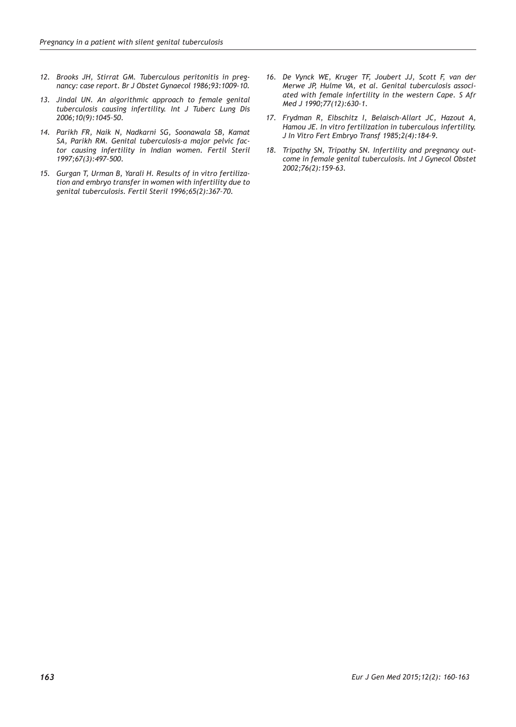12. *Brooks JH, Stirrat GM. Tuberculous peritonitis in pregnancy: case report. Br J Obstet Gynaecol 1986;93:1009-10.*
13. *Jindal UN. An algorithmic approach to female genital tuberculosis causing infertility. Int J Tuberc Lung Dis 2006;10(9):1045-50.*
14. *Parikh FR, Naik N, Nadkarni SG, Soonawala SB, Kamat SA, Parikh RM. Genital tuberculosis-a major pelvic factor causing infertility in Indian women. Fertil Steril 1997;67(3):497-500.*
15. *Gurgan T, Urman B, Yarali H. Results of in vitro fertilization and embryo transfer in women with infertility due to genital tuberculosis. Fertil Steril 1996;65(2):367-70.*
16. *De Vynck WE, Kruger TF, Joubert JJ, Scott F, van der Merwe JP, Hulme VA, et al. Genital tuberculosis associated with female infertility in the western Cape. S Afr Med J 1990;77(12):630-1.*
17. *Frydman R, Eibschitz I, Belaisch-Allart JC, Hazout A, Hamou JE. In vitro fertilization in tuberculous infertility. J In Vitro Fert Embryo Transf 1985;2(4):184-9.*
18. *Tripathy SN, Tripathy SN. Infertility and pregnancy outcome in female genital tuberculosis. Int J Gynecol Obstet 2002;76(2):159-63.*